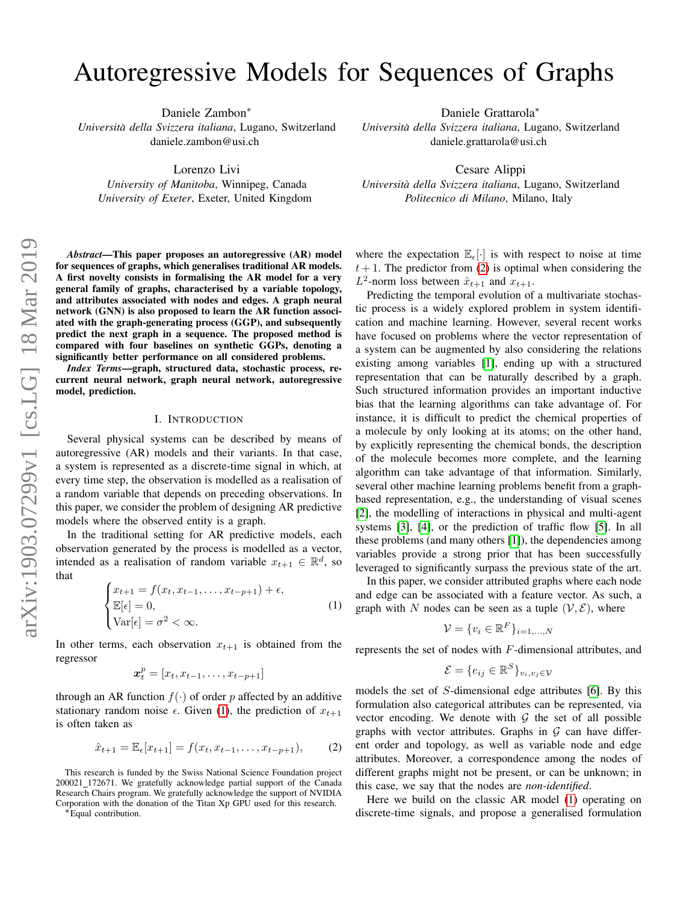# Autoregressive Models for Sequences of Graphs

Daniele Zambon*
*Università della Svizzera italiana*, Lugano, Switzerland
daniele.zambon@usi.ch

Daniele Grattarola*
*Università della Svizzera italiana*, Lugano, Switzerland
daniele.grattarola@usi.ch

Lorenzo Livi
*University of Manitoba*, Winnipeg, Canada
*University of Exeter*, Exeter, United Kingdom

Cesare Alippi
*Università della Svizzera italiana*, Lugano, Switzerland
*Politecnico di Milano*, Milano, Italy

***Abstract*—This paper proposes an autoregressive (AR) model for sequences of graphs, which generalises traditional AR models. A first novelty consists in formalising the AR model for a very general family of graphs, characterised by a variable topology, and attributes associated with nodes and edges. A graph neural network (GNN) is also proposed to learn the AR function associated with the graph-generating process (GGP), and subsequently predict the next graph in a sequence. The proposed method is compared with four baselines on synthetic GGPs, denoting a significantly better performance on all considered problems.**

***Index Terms*—graph, structured data, stochastic process, recurrent neural network, graph neural network, autoregressive model, prediction.**

## I. Introduction

Several physical systems can be described by means of autoregressive (AR) models and their variants. In that case, a system is represented as a discrete-time signal in which, at every time step, the observation is modelled as a realisation of a random variable that depends on preceding observations. In this paper, we consider the problem of designing AR predictive models where the observed entity is a graph.

In the traditional setting for AR predictive models, each observation generated by the process is modelled as a vector, intended as a realisation of random variable $x_{t+1} \in \mathbb{R}^d$, so that

$$\begin{cases} x_{t+1} = f(x_t, x_{t-1}, \dots, x_{t-p+1}) + \epsilon, \\ \mathbb{E}[\epsilon] = 0, \\ \mathrm{Var}[\epsilon] = \sigma^2 < \infty. \end{cases} \tag{1}$$

In other terms, each observation $x_{t+1}$ is obtained from the regressor

$$\boldsymbol{x}_t^p = [x_t, x_{t-1}, \dots, x_{t-p+1}]$$

through an AR function $f(\cdot)$ of order $p$ affected by an additive stationary random noise $\epsilon$. Given (1), the prediction of $x_{t+1}$ is often taken as

$$\hat{x}_{t+1} = \mathbb{E}_\epsilon[x_{t+1}] = f(x_t, x_{t-1}, \dots, x_{t-p+1}), \tag{2}$$

where the expectation $\mathbb{E}_\epsilon[\cdot]$ is with respect to noise at time $t+1$. The predictor from (2) is optimal when considering the $L^2$-norm loss between $\hat{x}_{t+1}$ and $x_{t+1}$.

Predicting the temporal evolution of a multivariate stochastic process is a widely explored problem in system identification and machine learning. However, several recent works have focused on problems where the vector representation of a system can be augmented by also considering the relations existing among variables [1], ending up with a structured representation that can be naturally described by a graph. Such structured information provides an important inductive bias that the learning algorithms can take advantage of. For instance, it is difficult to predict the chemical properties of a molecule by only looking at its atoms; on the other hand, by explicitly representing the chemical bonds, the description of the molecule becomes more complete, and the learning algorithm can take advantage of that information. Similarly, several other machine learning problems benefit from a graph-based representation, e.g., the understanding of visual scenes [2], the modelling of interactions in physical and multi-agent systems [3], [4], or the prediction of traffic flow [5]. In all these problems (and many others [1]), the dependencies among variables provide a strong prior that has been successfully leveraged to significantly surpass the previous state of the art.

In this paper, we consider attributed graphs where each node and edge can be associated with a feature vector. As such, a graph with $N$ nodes can be seen as a tuple $(\mathcal{V}, \mathcal{E})$, where

$$\mathcal{V} = \{v_i \in \mathbb{R}^F\}_{i=1,\dots,N}$$

represents the set of nodes with $F$-dimensional attributes, and

$$\mathcal{E} = \{e_{ij} \in \mathbb{R}^S\}_{v_i, v_j \in \mathcal{V}}$$

models the set of $S$-dimensional edge attributes [6]. By this formulation also categorical attributes can be represented, via vector encoding. We denote with $\mathcal{G}$ the set of all possible graphs with vector attributes. Graphs in $\mathcal{G}$ can have different order and topology, as well as variable node and edge attributes. Moreover, a correspondence among the nodes of different graphs might not be present, or can be unknown; in this case, we say that the nodes are *non-identified*.

Here we build on the classic AR model (1) operating on discrete-time signals, and propose a generalised formulation

This research is funded by the Swiss National Science Foundation project 200021_172671. We gratefully acknowledge partial support of the Canada Research Chairs program. We gratefully acknowledge the support of NVIDIA Corporation with the donation of the Titan Xp GPU used for this research.

*Equal contribution.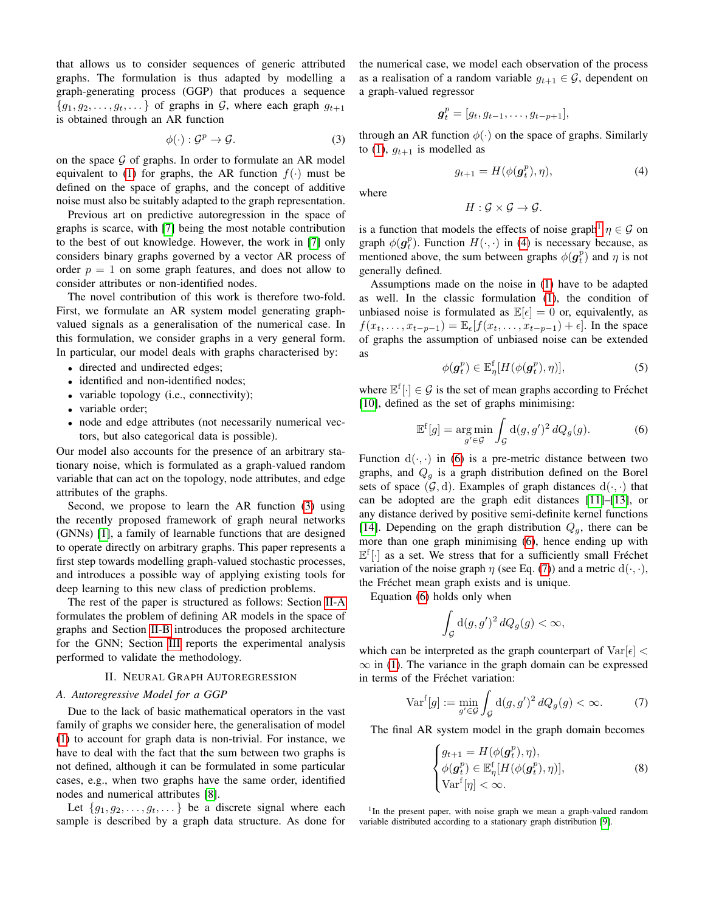that allows us to consider sequences of generic attributed graphs. The formulation is thus adapted by modelling a graph-generating process (GGP) that produces a sequence $\{g_1, g_2, \dots, g_t, \dots\}$ of graphs in $\mathcal{G}$, where each graph $g_{t+1}$ is obtained through an AR function

$$\phi(\cdot) : \mathcal{G}^p \to \mathcal{G}. \tag{3}$$

on the space $\mathcal{G}$ of graphs. In order to formulate an AR model equivalent to (1) for graphs, the AR function $f(\cdot)$ must be defined on the space of graphs, and the concept of additive noise must also be suitably adapted to the graph representation.

Previous art on predictive autoregression in the space of graphs is scarce, with [7] being the most notable contribution to the best of out knowledge. However, the work in [7] only considers binary graphs governed by a vector AR process of order $p = 1$ on some graph features, and does not allow to consider attributes or non-identified nodes.

The novel contribution of this work is therefore two-fold. First, we formulate an AR system model generating graph-valued signals as a generalisation of the numerical case. In this formulation, we consider graphs in a very general form. In particular, our model deals with graphs characterised by:

- directed and undirected edges;
- identified and non-identified nodes;
- variable topology (i.e., connectivity);
- variable order;
- node and edge attributes (not necessarily numerical vectors, but also categorical data is possible).

Our model also accounts for the presence of an arbitrary stationary noise, which is formulated as a graph-valued random variable that can act on the topology, node attributes, and edge attributes of the graphs.

Second, we propose to learn the AR function (3) using the recently proposed framework of graph neural networks (GNNs) [1], a family of learnable functions that are designed to operate directly on arbitrary graphs. This paper represents a first step towards modelling graph-valued stochastic processes, and introduces a possible way of applying existing tools for deep learning to this new class of prediction problems.

The rest of the paper is structured as follows: Section II-A formulates the problem of defining AR models in the space of graphs and Section II-B introduces the proposed architecture for the GNN; Section III reports the experimental analysis performed to validate the methodology.

## II. Neural Graph Autoregression

### A. Autoregressive Model for a GGP

Due to the lack of basic mathematical operators in the vast family of graphs we consider here, the generalisation of model (1) to account for graph data is non-trivial. For instance, we have to deal with the fact that the sum between two graphs is not defined, although it can be formulated in some particular cases, e.g., when two graphs have the same order, identified nodes and numerical attributes [8].

Let $\{g_1, g_2, \dots, g_t, \dots\}$ be a discrete signal where each sample is described by a graph data structure. As done for the numerical case, we model each observation of the process as a realisation of a random variable $g_{t+1} \in \mathcal{G}$, dependent on a graph-valued regressor

$$\boldsymbol{g}_t^p = [g_t, g_{t-1}, \dots, g_{t-p+1}],$$

through an AR function $\phi(\cdot)$ on the space of graphs. Similarly to (1), $g_{t+1}$ is modelled as

$$g_{t+1} = H(\phi(\boldsymbol{g}_t^p), \eta), \tag{4}$$

where

$$H : \mathcal{G} \times \mathcal{G} \to \mathcal{G}.$$

is a function that models the effects of noise graph[1] $\eta \in \mathcal{G}$ on graph $\phi(\boldsymbol{g}_t^p)$. Function $H(\cdot, \cdot)$ in (4) is necessary because, as mentioned above, the sum between graphs $\phi(\boldsymbol{g}_t^p)$ and $\eta$ is not generally defined.

Assumptions made on the noise in (1) have to be adapted as well. In the classic formulation (1), the condition of unbiased noise is formulated as $\mathbb{E}[\epsilon] = 0$ or, equivalently, as $f(x_t, \dots, x_{t-p-1}) = \mathbb{E}_\epsilon[f(x_t, \dots, x_{t-p-1}) + \epsilon]$. In the space of graphs the assumption of unbiased noise can be extended as

$$\phi(\boldsymbol{g}_t^p) \in \mathbb{E}_\eta^{\mathrm{f}}[H(\phi(\boldsymbol{g}_t^p), \eta)], \tag{5}$$

where $\mathbb{E}^{\mathrm{f}}[\cdot] \in \mathcal{G}$ is the set of mean graphs according to Fréchet [10], defined as the set of graphs minimising:

$$\mathbb{E}^{\mathrm{f}}[g] = \arg\min_{g' \in \mathcal{G}} \int_{\mathcal{G}} \mathrm{d}(g, g')^2 \, dQ_g(g). \tag{6}$$

Function $\mathrm{d}(\cdot, \cdot)$ in (6) is a pre-metric distance between two graphs, and $Q_g$ is a graph distribution defined on the Borel sets of space $(\mathcal{G}, \mathrm{d})$. Examples of graph distances $\mathrm{d}(\cdot, \cdot)$ that can be adopted are the graph edit distances [11]–[13], or any distance derived by positive semi-definite kernel functions [14]. Depending on the graph distribution $Q_g$, there can be more than one graph minimising (6), hence ending up with $\mathbb{E}^{\mathrm{f}}[\cdot]$ as a set. We stress that for a sufficiently small Fréchet variation of the noise graph $\eta$ (see Eq. (7)) and a metric $\mathrm{d}(\cdot, \cdot)$, the Fréchet mean graph exists and is unique.

Equation (6) holds only when

$$\int_{\mathcal{G}} \mathrm{d}(g, g')^2 \, dQ_g(g) < \infty,$$

which can be interpreted as the graph counterpart of $\mathrm{Var}[\epsilon] < \infty$ in (1). The variance in the graph domain can be expressed in terms of the Fréchet variation:

$$\mathrm{Var}^{\mathrm{f}}[g] := \min_{g' \in \mathcal{G}} \int_{\mathcal{G}} \mathrm{d}(g, g')^2 \, dQ_g(g) < \infty. \tag{7}$$

The final AR system model in the graph domain becomes

$$\begin{cases} g_{t+1} = H(\phi(\boldsymbol{g}_t^p), \eta), \\ \phi(\boldsymbol{g}_t^p) \in \mathbb{E}_\eta^{\mathrm{f}}[H(\phi(\boldsymbol{g}_t^p), \eta)], \\ \mathrm{Var}^{\mathrm{f}}[\eta] < \infty. \end{cases} \tag{8}$$

[1] In the present paper, with noise graph we mean a graph-valued random variable distributed according to a stationary graph distribution [9].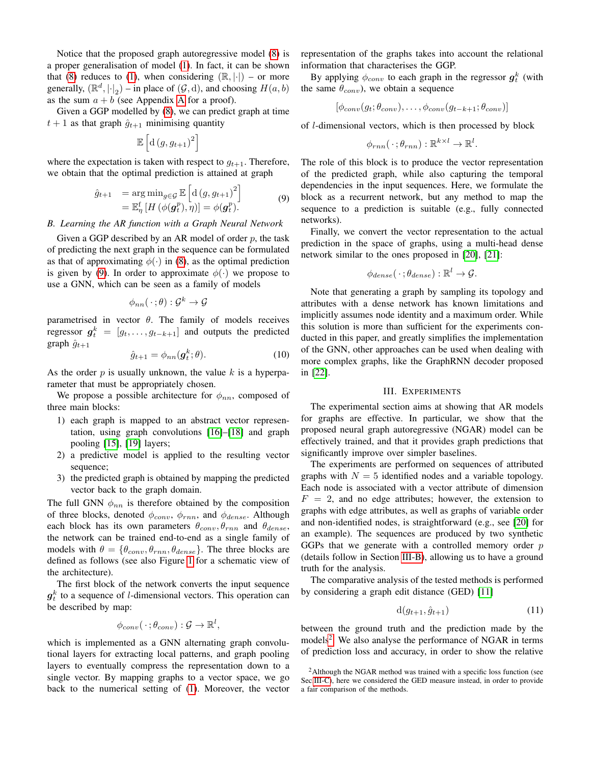Notice that the proposed graph autoregressive model (8) is a proper generalisation of model (1). In fact, it can be shown that (8) reduces to (1), when considering $(\mathbb{R}, |\cdot|)$ – or more generally, $(\mathbb{R}^d, |\cdot|_2)$ – in place of $(\mathcal{G}, \mathrm{d})$, and choosing $H(a, b)$ as the sum $a + b$ (see Appendix A for a proof).

Given a GGP modelled by (8), we can predict graph at time $t+1$ as that graph $\hat{g}_{t+1}$ minimising quantity

$$\mathbb{E}\left[\mathrm{d}\left(g, g_{t+1}\right)^2\right]$$

where the expectation is taken with respect to $g_{t+1}$. Therefore, we obtain that the optimal prediction is attained at graph

$$\begin{aligned} \hat{g}_{t+1} &= \arg\min_{g \in \mathcal{G}} \mathbb{E}\left[\mathrm{d}\left(g, g_{t+1}\right)^2\right] \\ &= \mathbb{E}^{\mathrm{f}}_{\eta}\left[H\left(\phi(\boldsymbol{g}_t^p), \eta\right)\right] = \phi(\boldsymbol{g}_t^p). \end{aligned} \tag{9}$$

### B. Learning the AR function with a Graph Neural Network

Given a GGP described by an AR model of order $p$, the task of predicting the next graph in the sequence can be formulated as that of approximating $\phi(\cdot)$ in (8), as the optimal prediction is given by (9). In order to approximate $\phi(\cdot)$ we propose to use a GNN, which can be seen as a family of models

$$\phi_{nn}(\,\cdot\,;\theta) : \mathcal{G}^k \to \mathcal{G}$$

parametrised in vector $\theta$. The family of models receives regressor $\boldsymbol{g}_t^k = [g_t, \ldots, g_{t-k+1}]$ and outputs the predicted graph $\hat{g}_{t+1}$

$$\hat{g}_{t+1} = \phi_{nn}(\boldsymbol{g}_t^k; \theta). \tag{10}$$

As the order $p$ is usually unknown, the value $k$ is a hyperparameter that must be appropriately chosen.

We propose a possible architecture for $\phi_{nn}$, composed of three main blocks:

1) each graph is mapped to an abstract vector representation, using graph convolutions [16]–[18] and graph pooling [15], [19] layers;
2) a predictive model is applied to the resulting vector sequence;
3) the predicted graph is obtained by mapping the predicted vector back to the graph domain.

The full GNN $\phi_{nn}$ is therefore obtained by the composition of three blocks, denoted $\phi_{conv}$, $\phi_{rnn}$, and $\phi_{dense}$. Although each block has its own parameters $\theta_{conv}, \theta_{rnn}$ and $\theta_{dense}$, the network can be trained end-to-end as a single family of models with $\theta = \{\theta_{conv}, \theta_{rnn}, \theta_{dense}\}$. The three blocks are defined as follows (see also Figure 1 for a schematic view of the architecture).

The first block of the network converts the input sequence $\boldsymbol{g}_t^k$ to a sequence of $l$-dimensional vectors. This operation can be described by map:

$$\phi_{conv}(\,\cdot\,;\theta_{conv}) : \mathcal{G} \to \mathbb{R}^l,$$

which is implemented as a GNN alternating graph convolutional layers for extracting local patterns, and graph pooling layers to eventually compress the representation down to a single vector. By mapping graphs to a vector space, we go back to the numerical setting of (1). Moreover, the vector representation of the graphs takes into account the relational information that characterises the GGP.

By applying $\phi_{conv}$ to each graph in the regressor $\boldsymbol{g}_t^k$ (with the same $\theta_{conv}$), we obtain a sequence

$$[\phi_{conv}(g_t; \theta_{conv}), \ldots, \phi_{conv}(g_{t-k+1}; \theta_{conv})]$$

of $l$-dimensional vectors, which is then processed by block

$$\phi_{rnn}(\,\cdot\,;\theta_{rnn}) : \mathbb{R}^{k \times l} \to \mathbb{R}^l.$$

The role of this block is to produce the vector representation of the predicted graph, while also capturing the temporal dependencies in the input sequences. Here, we formulate the block as a recurrent network, but any method to map the sequence to a prediction is suitable (e.g., fully connected networks).

Finally, we convert the vector representation to the actual prediction in the space of graphs, using a multi-head dense network similar to the ones proposed in [20], [21]:

$$\phi_{dense}(\,\cdot\,;\theta_{dense}) : \mathbb{R}^l \to \mathcal{G}.$$

Note that generating a graph by sampling its topology and attributes with a dense network has known limitations and implicitly assumes node identity and a maximum order. While this solution is more than sufficient for the experiments conducted in this paper, and greatly simplifies the implementation of the GNN, other approaches can be used when dealing with more complex graphs, like the GraphRNN decoder proposed in [22].

## III. Experiments

The experimental section aims at showing that AR models for graphs are effective. In particular, we show that the proposed neural graph autoregressive (NGAR) model can be effectively trained, and that it provides graph predictions that significantly improve over simpler baselines.

The experiments are performed on sequences of attributed graphs with $N = 5$ identified nodes and a variable topology. Each node is associated with a vector attribute of dimension $F = 2$, and no edge attributes; however, the extension to graphs with edge attributes, as well as graphs of variable order and non-identified nodes, is straightforward (e.g., see [20] for an example). The sequences are produced by two synthetic GGPs that we generate with a controlled memory order $p$ (details follow in Section III-B), allowing us to have a ground truth for the analysis.

The comparative analysis of the tested methods is performed by considering a graph edit distance (GED) [11]

$$\mathrm{d}(g_{t+1}, \hat{g}_{t+1}) \tag{11}$$

between the ground truth and the prediction made by the models[2]. We also analyse the performance of NGAR in terms of prediction loss and accuracy, in order to show the relative

[2]Although the NGAR method was trained with a specific loss function (see Sec III-C), here we considered the GED measure instead, in order to provide a fair comparison of the methods.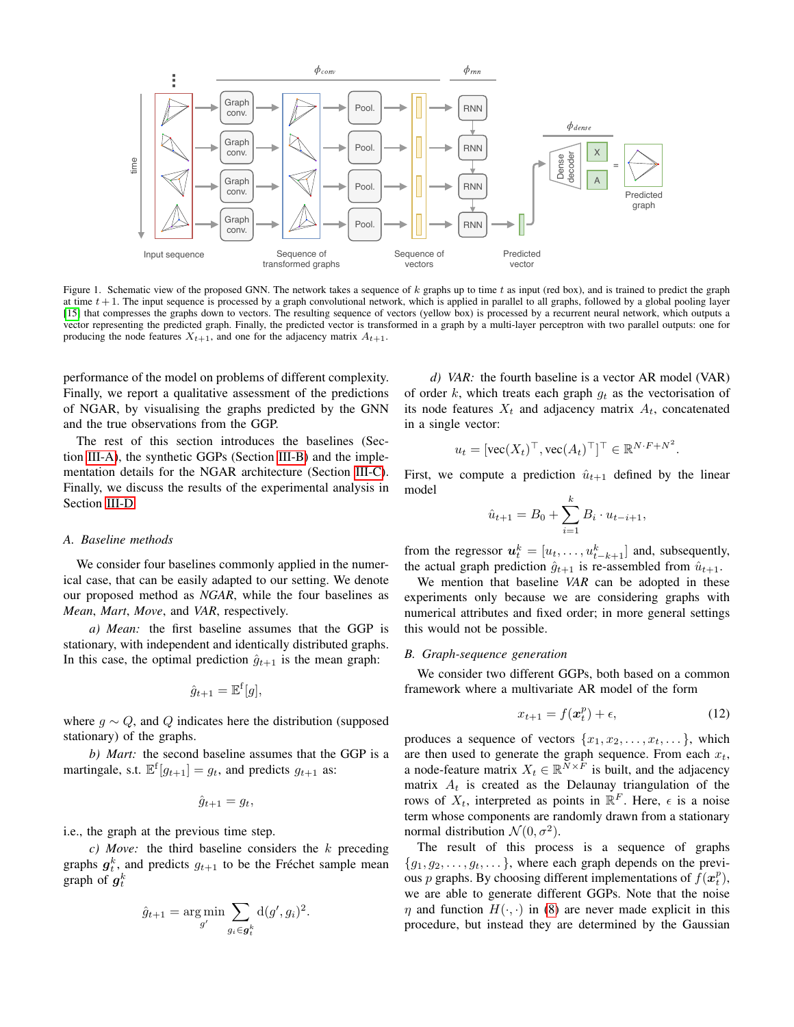Input sequence

Sequence of transformed graphs

Sequence of vectors

Predicted vector

Predicted graph

time

Graph conv.

Pool.

RNN

Dense decoder

X

A

=

$\phi_{conv}$

$\phi_{rnn}$

$\phi_{dense}$

Figure 1. Schematic view of the proposed GNN. The network takes a sequence of $k$ graphs up to time $t$ as input (red box), and is trained to predict the graph at time $t+1$. The input sequence is processed by a graph convolutional network, which is applied in parallel to all graphs, followed by a global pooling layer [15] that compresses the graphs down to vectors. The resulting sequence of vectors (yellow box) is processed by a recurrent neural network, which outputs a vector representing the predicted graph. Finally, the predicted vector is transformed in a graph by a multi-layer perceptron with two parallel outputs: one for producing the node features $X_{t+1}$, and one for the adjacency matrix $A_{t+1}$.

performance of the model on problems of different complexity. Finally, we report a qualitative assessment of the predictions of NGAR, by visualising the graphs predicted by the GNN and the true observations from the GGP.

The rest of this section introduces the baselines (Section III-A), the synthetic GGPs (Section III-B) and the implementation details for the NGAR architecture (Section III-C). Finally, we discuss the results of the experimental analysis in Section III-D.

### A. Baseline methods

We consider four baselines commonly applied in the numerical case, that can be easily adapted to our setting. We denote our proposed method as *NGAR*, while the four baselines as *Mean*, *Mart*, *Move*, and *VAR*, respectively.

*a) Mean:* the first baseline assumes that the GGP is stationary, with independent and identically distributed graphs. In this case, the optimal prediction $\hat{g}_{t+1}$ is the mean graph:

$$\hat{g}_{t+1} = \mathbb{E}^{\mathrm{f}}[g],$$

where $g \sim Q$, and $Q$ indicates here the distribution (supposed stationary) of the graphs.

*b) Mart:* the second baseline assumes that the GGP is a martingale, s.t. $\mathbb{E}^{\mathrm{f}}[g_{t+1}] = g_t$, and predicts $g_{t+1}$ as:

$$\hat{g}_{t+1} = g_t,$$

i.e., the graph at the previous time step.

*c) Move:* the third baseline considers the $k$ preceding graphs $\boldsymbol{g}_t^k$, and predicts $g_{t+1}$ to be the Fréchet sample mean graph of $\boldsymbol{g}_t^k$

$$\hat{g}_{t+1} = \arg\min_{g'} \sum_{g_i \in \boldsymbol{g}_t^k} \mathrm{d}(g', g_i)^2.$$

*d) VAR:* the fourth baseline is a vector AR model (VAR) of order $k$, which treats each graph $g_t$ as the vectorisation of its node features $X_t$ and adjacency matrix $A_t$, concatenated in a single vector:

$$u_t = [\mathrm{vec}(X_t)^\top, \mathrm{vec}(A_t)^\top]^\top \in \mathbb{R}^{N \cdot F + N^2}.$$

First, we compute a prediction $\hat{u}_{t+1}$ defined by the linear model

$$\hat{u}_{t+1} = B_0 + \sum_{i=1}^{k} B_i \cdot u_{t-i+1},$$

from the regressor $\boldsymbol{u}_t^k = [u_t, \ldots, u_{t-k+1}^k]$ and, subsequently, the actual graph prediction $\hat{g}_{t+1}$ is re-assembled from $\hat{u}_{t+1}$.

We mention that baseline *VAR* can be adopted in these experiments only because we are considering graphs with numerical attributes and fixed order; in more general settings this would not be possible.

### B. Graph-sequence generation

We consider two different GGPs, both based on a common framework where a multivariate AR model of the form

$$x_{t+1} = f(\boldsymbol{x}_t^p) + \epsilon, \tag{12}$$

produces a sequence of vectors $\{x_1, x_2, \ldots, x_t, \ldots\}$, which are then used to generate the graph sequence. From each $x_t$, a node-feature matrix $X_t \in \mathbb{R}^{N \times F}$ is built, and the adjacency matrix $A_t$ is created as the Delaunay triangulation of the rows of $X_t$, interpreted as points in $\mathbb{R}^F$. Here, $\epsilon$ is a noise term whose components are randomly drawn from a stationary normal distribution $\mathcal{N}(0, \sigma^2)$.

The result of this process is a sequence of graphs $\{g_1, g_2, \ldots, g_t, \ldots\}$, where each graph depends on the previous $p$ graphs. By choosing different implementations of $f(\boldsymbol{x}_t^p)$, we are able to generate different GGPs. Note that the noise $\eta$ and function $H(\cdot, \cdot)$ in (8) are never made explicit in this procedure, but instead they are determined by the Gaussian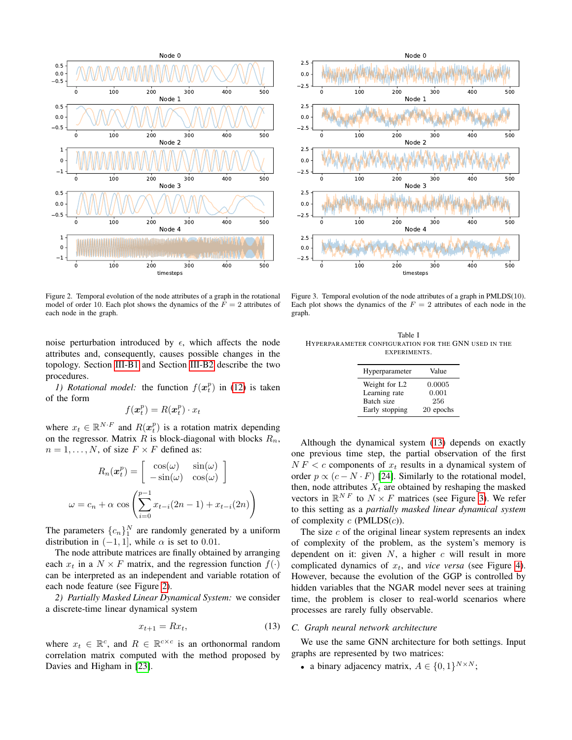Node 0
0.5
0.0
−0.5
0 100 200 300 400 500
Node 1
0.5
0.0
−0.5
0 100 200 300 400 500
Node 2
1
0
−1
0 100 200 300 400 500
Node 3
0.5
0.0
−0.5
0 100 200 300 400 500
Node 4
1
0
−1
0 100 200 300 400 500
timesteps

Figure 2. Temporal evolution of the node attributes of a graph in the rotational model of order 10. Each plot shows the dynamics of the $F = 2$ attributes of each node in the graph.

Node 0
2.5
0.0
−2.5
0 100 200 300 400 500
Node 1
2.5
0.0
−2.5
0 100 200 300 400 500
Node 2
2.5
0.0
−2.5
0 100 200 300 400 500
Node 3
2.5
0.0
−2.5
0 100 200 300 400 500
Node 4
2.5
0.0
−2.5
0 100 200 300 400 500
timesteps

Figure 3. Temporal evolution of the node attributes of a graph in PMLDS(10). Each plot shows the dynamics of the $F = 2$ attributes of each node in the graph.

noise perturbation introduced by $\epsilon$, which affects the node attributes and, consequently, causes possible changes in the topology. Section III-B1 and Section III-B2 describe the two procedures.

*1) Rotational model:* the function $f(\boldsymbol{x}_t^p)$ in (12) is taken of the form

$$f(\boldsymbol{x}_t^p) = R(\boldsymbol{x}_t^p) \cdot x_t$$

where $x_t \in \mathbb{R}^{N \cdot F}$ and $R(\boldsymbol{x}_t^p)$ is a rotation matrix depending on the regressor. Matrix $R$ is block-diagonal with blocks $R_n$, $n = 1, \ldots, N$, of size $F \times F$ defined as:

$$R_n(\boldsymbol{x}_t^p) = \begin{bmatrix} \cos(\omega) & \sin(\omega) \\ -\sin(\omega) & \cos(\omega) \end{bmatrix}$$

$$\omega = c_n + \alpha \cos\left( \sum_{i=0}^{p-1} x_{t-i}(2n-1) + x_{t-i}(2n) \right)$$

The parameters $\{c_n\}_1^N$ are randomly generated by a uniform distribution in $(-1, 1]$, while $\alpha$ is set to 0.01.

The node attribute matrices are finally obtained by arranging each $x_t$ in a $N \times F$ matrix, and the regression function $f(\cdot)$ can be interpreted as an independent and variable rotation of each node feature (see Figure 2).

*2) Partially Masked Linear Dynamical System:* we consider a discrete-time linear dynamical system

$$x_{t+1} = R x_t, \tag{13}$$

where $x_t \in \mathbb{R}^c$, and $R \in \mathbb{R}^{c \times c}$ is an orthonormal random correlation matrix computed with the method proposed by Davies and Higham in [23].

Table I
HYPERPARAMETER CONFIGURATION FOR THE GNN USED IN THE EXPERIMENTS.

| Hyperparameter | Value |
|---|---|
| Weight for L2 | 0.0005 |
| Learning rate | 0.001 |
| Batch size | 256 |
| Early stopping | 20 epochs |

Although the dynamical system (13) depends on exactly one previous time step, the partial observation of the first $NF < c$ components of $x_t$ results in a dynamical system of order $p \propto (c - N \cdot F)$ [24]. Similarly to the rotational model, then, node attributes $X_t$ are obtained by reshaping the masked vectors in $\mathbb{R}^{NF}$ to $N \times F$ matrices (see Figure 3). We refer to this setting as a *partially masked linear dynamical system* of complexity $c$ (PMLDS($c$)).

The size $c$ of the original linear system represents an index of complexity of the problem, as the system's memory is dependent on it: given $N$, a higher $c$ will result in more complicated dynamics of $x_t$, and *vice versa* (see Figure 4). However, because the evolution of the GGP is controlled by hidden variables that the NGAR model never sees at training time, the problem is closer to real-world scenarios where processes are rarely fully observable.

### C. Graph neural network architecture

We use the same GNN architecture for both settings. Input graphs are represented by two matrices:

- a binary adjacency matrix, $A \in \{0, 1\}^{N \times N}$;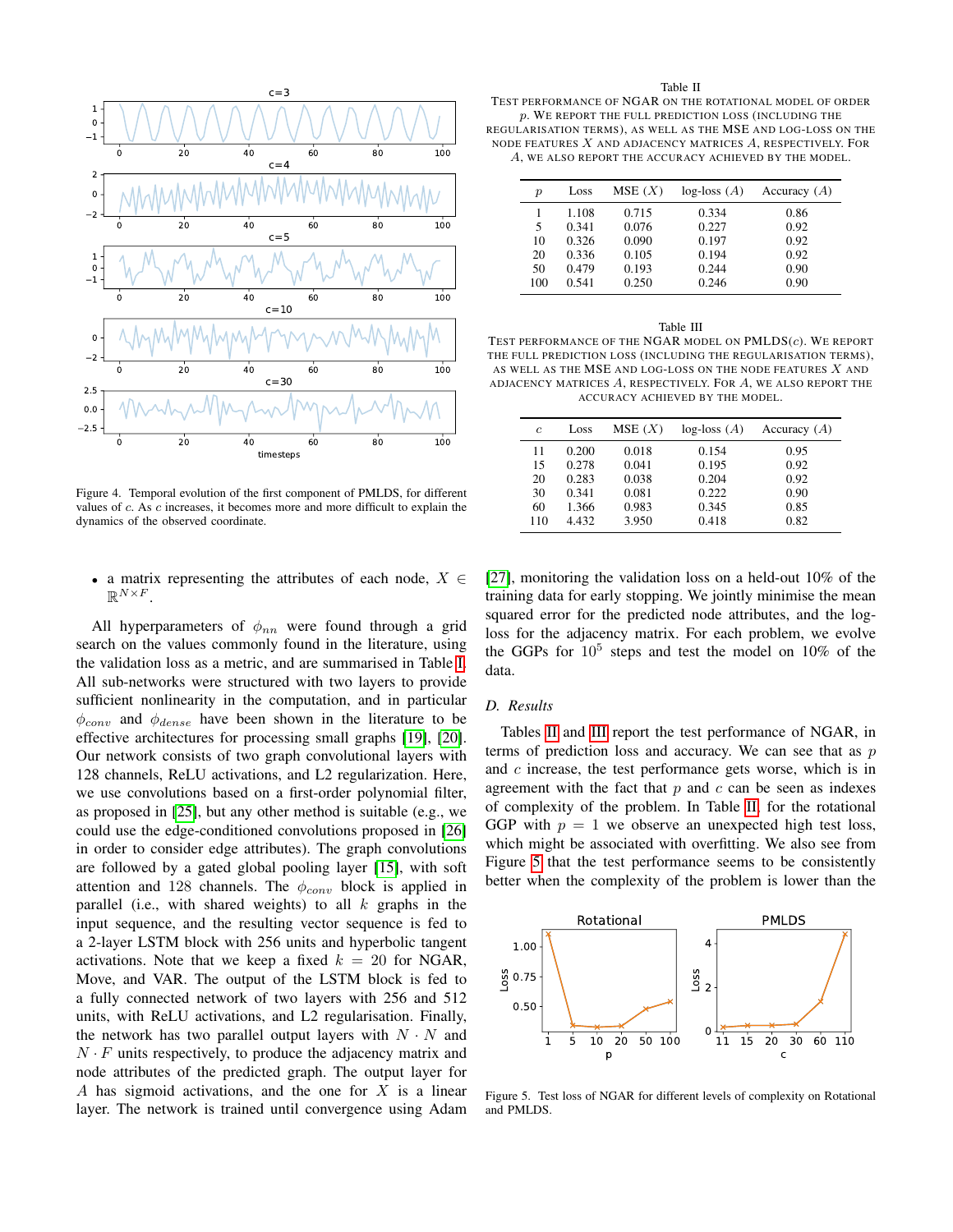Figure 4. Temporal evolution of the first component of PMLDS, for different values of $c$. As $c$ increases, it becomes more and more difficult to explain the dynamics of the observed coordinate.

- a matrix representing the attributes of each node, $X \in \mathbb{R}^{N \times F}$.

All hyperparameters of $\phi_{nn}$ were found through a grid search on the values commonly found in the literature, using the validation loss as a metric, and are summarised in Table I. All sub-networks were structured with two layers to provide sufficient nonlinearity in the computation, and in particular $\phi_{conv}$ and $\phi_{dense}$ have been shown in the literature to be effective architectures for processing small graphs [19], [20]. Our network consists of two graph convolutional layers with 128 channels, ReLU activations, and L2 regularization. Here, we use convolutions based on a first-order polynomial filter, as proposed in [25], but any other method is suitable (e.g., we could use the edge-conditioned convolutions proposed in [26] in order to consider edge attributes). The graph convolutions are followed by a gated global pooling layer [15], with soft attention and 128 channels. The $\phi_{conv}$ block is applied in parallel (i.e., with shared weights) to all $k$ graphs in the input sequence, and the resulting feature vector sequence is fed to a 2-layer LSTM block with 256 units and hyperbolic tangent activations. Note that we keep a fixed $k = 20$ for NGAR, Move, and VAR. The output of the LSTM block is fed to a fully connected network of two layers with 256 and 512 units, with ReLU activations, and L2 regularization. Finally, the network has two parallel output layers with $N \cdot N$ and $N \cdot F$ units respectively, to produce the adjacency matrix and node attributes of the predicted graph. The output layer for $A$ has sigmoid activations, and the one for $X$ is a linear layer. The network is trained until convergence using Adam [27], monitoring the validation loss on a held-out 10% of the training data for early stopping. We jointly minimise the mean squared error for the predicted node attributes, and the log-loss for the adjacency matrix. For each problem, we evolve the GGPs for $10^5$ steps and test the model on 10% of the data.

Table II
Test performance of NGAR on the rotational model of order $p$. We report the full prediction loss (including the regularisation terms), as well as the MSE and log-loss on the node features $X$ and adjacency matrices $A$, respectively. For $A$, we also report the accuracy achieved by the model.

| $p$ | Loss | MSE ($X$) | log-loss ($A$) | Accuracy ($A$) |
|---|---|---|---|---|
| 1 | 1.108 | 0.715 | 0.334 | 0.86 |
| 5 | 0.341 | 0.076 | 0.227 | 0.92 |
| 10 | 0.326 | 0.090 | 0.197 | 0.92 |
| 20 | 0.336 | 0.105 | 0.194 | 0.92 |
| 50 | 0.479 | 0.193 | 0.244 | 0.90 |
| 100 | 0.541 | 0.250 | 0.246 | 0.90 |

Table III
Test performance of the NGAR model on PMLDS($c$). We report the full prediction loss (including the regularisation terms), as well as the MSE and log-loss on the node features $X$ and adjacency matrices $A$, respectively. For $A$, we also report the accuracy achieved by the model.

| $c$ | Loss | MSE ($X$) | log-loss ($A$) | Accuracy ($A$) |
|---|---|---|---|---|
| 11 | 0.200 | 0.018 | 0.154 | 0.95 |
| 15 | 0.278 | 0.041 | 0.195 | 0.92 |
| 20 | 0.283 | 0.038 | 0.204 | 0.92 |
| 30 | 0.341 | 0.081 | 0.222 | 0.90 |
| 60 | 1.366 | 0.983 | 0.345 | 0.85 |
| 110 | 4.432 | 3.950 | 0.418 | 0.82 |

### D. Results

Tables II and III report the test performance of NGAR, in terms of prediction loss and accuracy. We can see that as $p$ and $c$ increase, the test performance gets worse, which is in agreement with the fact that $p$ and $c$ can be seen as indexes of complexity of the problem. In Table II, for the rotational GGP with $p = 1$ we observe an unexpected high test loss, which might be associated with overfitting. We also see from Figure 5 that the test performance seems to be consistently better when the complexity of the problem is lower than the

Figure 5. Test loss of NGAR for different levels of complexity on Rotational and PMLDS.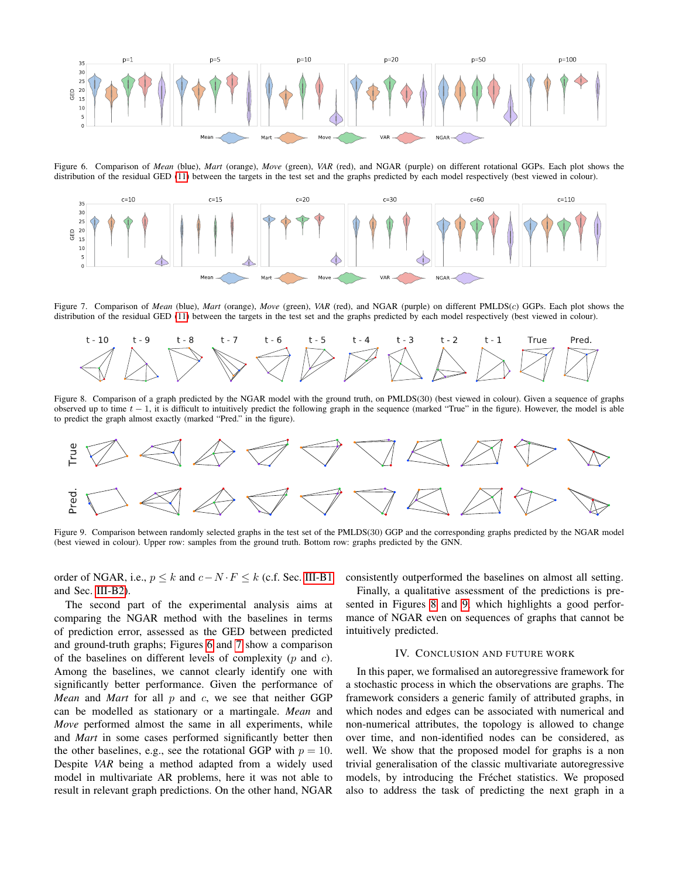p=1 p=5 p=10 p=20 p=50 p=100

GED

35 30 25 20 15 10 5 0

Mean Mart Move VAR NGAR

Figure 6. Comparison of *Mean* (blue), *Mart* (orange), *Move* (green), *VAR* (red), and NGAR (purple) on different rotational GGPs. Each plot shows the distribution of the residual GED (11) between the targets in the test set and the graphs predicted by each model respectively (best viewed in colour).

c=10 c=15 c=20 c=30 c=60 c=110

GED

35 30 25 20 15 10 5 0

Mean Mart Move VAR NGAR

Figure 7. Comparison of *Mean* (blue), *Mart* (orange), *Move* (green), *VAR* (red), and NGAR (purple) on different PMLDS($c$) GGPs. Each plot shows the distribution of the residual GED (11) between the targets in the test set and the graphs predicted by each model respectively (best viewed in colour).

t - 10 t - 9 t - 8 t - 7 t - 6 t - 5 t - 4 t - 3 t - 2 t - 1 True Pred.

Figure 8. Comparison of a graph predicted by the NGAR model with the ground truth, on PMLDS(30) (best viewed in colour). Given a sequence of graphs observed up to time $t-1$, it is difficult to intuitively predict the following graph in the sequence (marked "True" in the figure). However, the model is able to predict the graph almost exactly (marked "Pred." in the figure).

True

Pred.

Figure 9. Comparison between randomly selected graphs in the test set of the PMLDS(30) GGP and the corresponding graphs predicted by the NGAR model (best viewed in colour). Upper row: samples from the ground truth. Bottom row: graphs predicted by the GNN.

order of NGAR, i.e., $p \leq k$ and $c - N \cdot F \leq k$ (c.f. Sec. III-B1 and Sec. III-B2).

The second part of the experimental analysis aims at comparing the NGAR method with the baselines in terms of prediction error, assessed as the GED between predicted and ground-truth graphs; Figures 6 and 7 show a comparison of the baselines on different levels of complexity ($p$ and $c$). Among the baselines, we cannot clearly identify one with significantly better performance. Given the performance of *Mean* and *Mart* for all $p$ and $c$, we see that neither GGP can be modelled as stationary or a martingale. *Mean* and *Move* performed almost the same in all experiments, while and *Mart* in some cases performed significantly better then the other baselines, e.g., see the rotational GGP with $p = 10$. Despite *VAR* being a method adapted from a widely used model in multivariate AR problems, here it was not able to result in relevant graph predictions. On the other hand, NGAR consistently outperformed the baselines on almost all setting.

Finally, a qualitative assessment of the predictions is presented in Figures 8 and 9, which highlights a good performance of NGAR even on sequences of graphs that cannot be intuitively predicted.

## IV. Conclusion and Future Work

In this paper, we formalised an autoregressive framework for a stochastic process in which the observations are graphs. The framework considers a generic family of attributed graphs, in which nodes and edges can be associated with numerical and non-numerical attributes, the topology is allowed to change over time, and non-identified nodes can be considered, as well. We show that the proposed model for graphs is a non trivial generalisation of the classic multivariate autoregressive models, by introducing the Fréchet statistics. We proposed also to address the task of predicting the next graph in a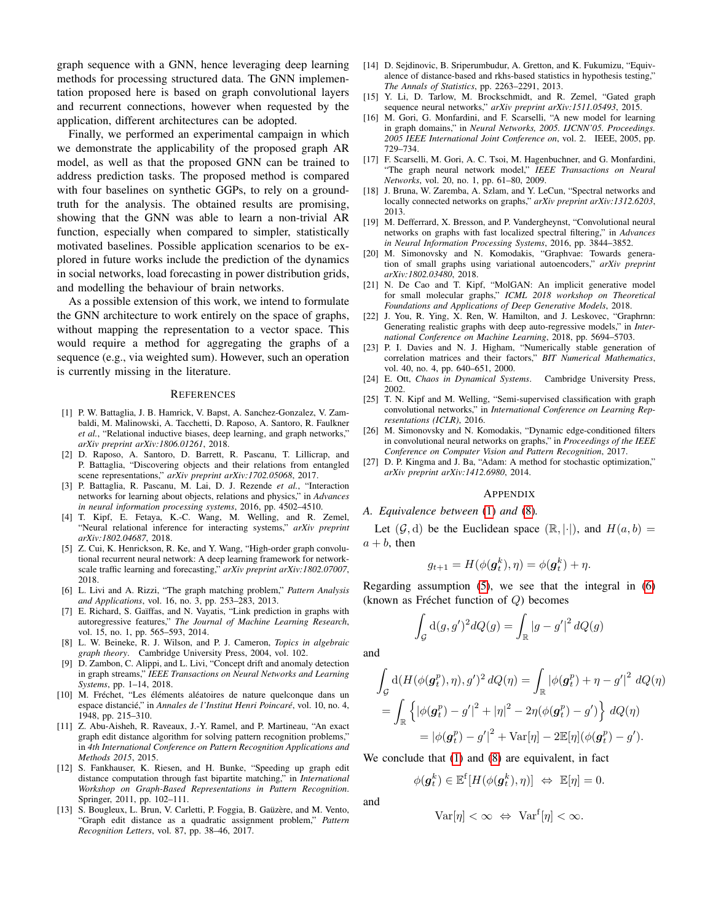graph sequence with a GNN, hence leveraging deep learning methods for processing structured data. The GNN implementation proposed here is based on graph convolutional layers and recurrent connections, however when requested by the application, different architectures can be adopted.

Finally, we performed an experimental campaign in which we demonstrate the applicability of the proposed graph AR model, as well as that the proposed GNN can be trained to address prediction tasks. The proposed method is compared with four baselines on synthetic GGPs, to rely on a ground-truth for the analysis. The obtained results are promising, showing that the GNN was able to learn a non-trivial AR function, especially when compared to simpler, statistically motivated baselines. Possible application scenarios to be explored in future works include the prediction of the dynamics in social networks, load forecasting in power distribution grids, and modelling the behaviour of brain networks.

As a possible extension of this work, we intend to formulate the GNN architecture to work entirely on the space of graphs, without mapping the representation to a vector space. This would require a method for aggregating the graphs of a sequence (e.g., via weighted sum). However, such an operation is currently missing in the literature.

## References

[1] P. W. Battaglia, J. B. Hamrick, V. Bapst, A. Sanchez-Gonzalez, V. Zambaldi, M. Malinowski, A. Tacchetti, D. Raposo, A. Santoro, R. Faulkner *et al.*, "Relational inductive biases, deep learning, and graph networks," *arXiv preprint arXiv:1806.01261*, 2018.

[2] D. Raposo, A. Santoro, D. Barrett, R. Pascanu, T. Lillicrap, and P. Battaglia, "Discovering objects and their relations from entangled scene representations," *arXiv preprint arXiv:1702.05068*, 2017.

[3] P. Battaglia, R. Pascanu, M. Lai, D. J. Rezende *et al.*, "Interaction networks for learning about objects, relations and physics," in *Advances in neural information processing systems*, 2016, pp. 4502–4510.

[4] T. Kipf, E. Fetaya, K.-C. Wang, M. Welling, and R. Zemel, "Neural relational inference for interacting systems," *arXiv preprint arXiv:1802.04687*, 2018.

[5] Z. Cui, K. Henrickson, R. Ke, and Y. Wang, "High-order graph convolutional recurrent neural network: A deep learning framework for network-scale traffic learning and forecasting," *arXiv preprint arXiv:1802.07007*, 2018.

[6] L. Livi and A. Rizzi, "The graph matching problem," *Pattern Analysis and Applications*, vol. 16, no. 3, pp. 253–283, 2013.

[7] E. Richard, S. Gaïffas, and N. Vayatis, "Link prediction in graphs with autoregressive features," *The Journal of Machine Learning Research*, vol. 15, no. 1, pp. 565–593, 2014.

[8] L. W. Beineke, R. J. Wilson, and P. J. Cameron, *Topics in algebraic graph theory*. Cambridge University Press, 2004, vol. 102.

[9] D. Zambon, C. Alippi, and L. Livi, "Concept drift and anomaly detection in graph streams," *IEEE Transactions on Neural Networks and Learning Systems*, pp. 1–14, 2018.

[10] M. Fréchet, "Les éléments aléatoires de nature quelconque dans un espace distancié," in *Annales de l'Institut Henri Poincaré*, vol. 10, no. 4, 1948, pp. 215–310.

[11] Z. Abu-Aisheh, R. Raveaux, J.-Y. Ramel, and P. Martineau, "An exact graph edit distance algorithm for solving pattern recognition problems," in *4th International Conference on Pattern Recognition Applications and Methods 2015*, 2015.

[12] S. Fankhauser, K. Riesen, and H. Bunke, "Speeding up graph edit distance computation through fast bipartite matching," in *International Workshop on Graph-Based Representations in Pattern Recognition*. Springer, 2011, pp. 102–111.

[13] S. Bougleux, L. Brun, V. Carletti, P. Foggia, B. Gaüzère, and M. Vento, "Graph edit distance as a quadratic assignment problem," *Pattern Recognition Letters*, vol. 87, pp. 38–46, 2017.

[14] D. Sejdinovic, B. Sriperumbudur, A. Gretton, and K. Fukumizu, "Equivalence of distance-based and rkhs-based statistics in hypothesis testing," *The Annals of Statistics*, pp. 2263–2291, 2013.

[15] Y. Li, D. Tarlow, M. Brockschmidt, and R. Zemel, "Gated graph sequence neural networks," *arXiv preprint arXiv:1511.05493*, 2015.

[16] M. Gori, G. Monfardini, and F. Scarselli, "A new model for learning in graph domains," in *Neural Networks, 2005. IJCNN'05. Proceedings. 2005 IEEE International Joint Conference on*, vol. 2. IEEE, 2005, pp. 729–734.

[17] F. Scarselli, M. Gori, A. C. Tsoi, M. Hagenbuchner, and G. Monfardini, "The graph neural network model," *IEEE Transactions on Neural Networks*, vol. 20, no. 1, pp. 61–80, 2009.

[18] J. Bruna, W. Zaremba, A. Szlam, and Y. LeCun, "Spectral networks and locally connected networks on graphs," *arXiv preprint arXiv:1312.6203*, 2013.

[19] M. Defferrard, X. Bresson, and P. Vandergheynst, "Convolutional neural networks on graphs with fast localized spectral filtering," in *Advances in Neural Information Processing Systems*, 2016, pp. 3844–3852.

[20] M. Simonovsky and N. Komodakis, "Graphvae: Towards generation of small graphs using variational autoencoders," *arXiv preprint arXiv:1802.03480*, 2018.

[21] N. De Cao and T. Kipf, "MolGAN: An implicit generative model for small molecular graphs," *ICML 2018 workshop on Theoretical Foundations and Applications of Deep Generative Models*, 2018.

[22] J. You, R. Ying, X. Ren, W. Hamilton, and J. Leskovec, "Graphrnn: Generating realistic graphs with deep auto-regressive models," in *International Conference on Machine Learning*, 2018, pp. 5694–5703.

[23] P. I. Davies and N. J. Higham, "Numerically stable generation of correlation matrices and their factors," *BIT Numerical Mathematics*, vol. 40, no. 4, pp. 640–651, 2000.

[24] E. Ott, *Chaos in Dynamical Systems*. Cambridge University Press, 2002.

[25] T. N. Kipf and M. Welling, "Semi-supervised classification with graph convolutional networks," in *International Conference on Learning Representations (ICLR)*, 2016.

[26] M. Simonovsky and N. Komodakis, "Dynamic edge-conditioned filters in convolutional neural networks on graphs," in *Proceedings of the IEEE Conference on Computer Vision and Pattern Recognition*, 2017.

[27] D. P. Kingma and J. Ba, "Adam: A method for stochastic optimization," *arXiv preprint arXiv:1412.6980*, 2014.

## Appendix

### A. Equivalence between (1) and (8).

Let $(\mathcal{G}, \mathrm{d})$ be the Euclidean space $(\mathbb{R}, |\cdot|)$, and $H(a,b) = a + b$, then

$$g_{t+1} = H(\phi(\boldsymbol{g}_t^k), \eta) = \phi(\boldsymbol{g}_t^k) + \eta.$$

Regarding assumption (5), we see that the integral in (6) (known as Fréchet function of $Q$) becomes

$$\int_{\mathcal{G}} \mathrm{d}(g, g')^2 dQ(g) = \int_{\mathbb{R}} |g - g'|^2 \, dQ(g)$$

and

$$\int_{\mathcal{G}} \mathrm{d}(H(\phi(\boldsymbol{g}_t^p), \eta), g')^2 \, dQ(\eta) = \int_{\mathbb{R}} |\phi(\boldsymbol{g}_t^p) + \eta - g'|^2 \, dQ(\eta)$$

$$= \int_{\mathbb{R}} \left\{ |\phi(\boldsymbol{g}_t^p) - g'|^2 + |\eta|^2 - 2\eta(\phi(\boldsymbol{g}_t^p) - g') \right\} dQ(\eta)$$

$$= |\phi(\boldsymbol{g}_t^p) - g'|^2 + \mathrm{Var}[\eta] - 2\mathbb{E}[\eta](\phi(\boldsymbol{g}_t^p) - g').$$

We conclude that (1) and (8) are equivalent, in fact

$$\phi(\boldsymbol{g}_t^k) \in \mathbb{E}^{\mathrm{f}}[H(\phi(\boldsymbol{g}_t^k), \eta)] \;\Leftrightarrow\; \mathbb{E}[\eta] = 0.$$

and

$$\mathrm{Var}[\eta] < \infty \;\Leftrightarrow\; \mathrm{Var}^{\mathrm{f}}[\eta] < \infty.$$